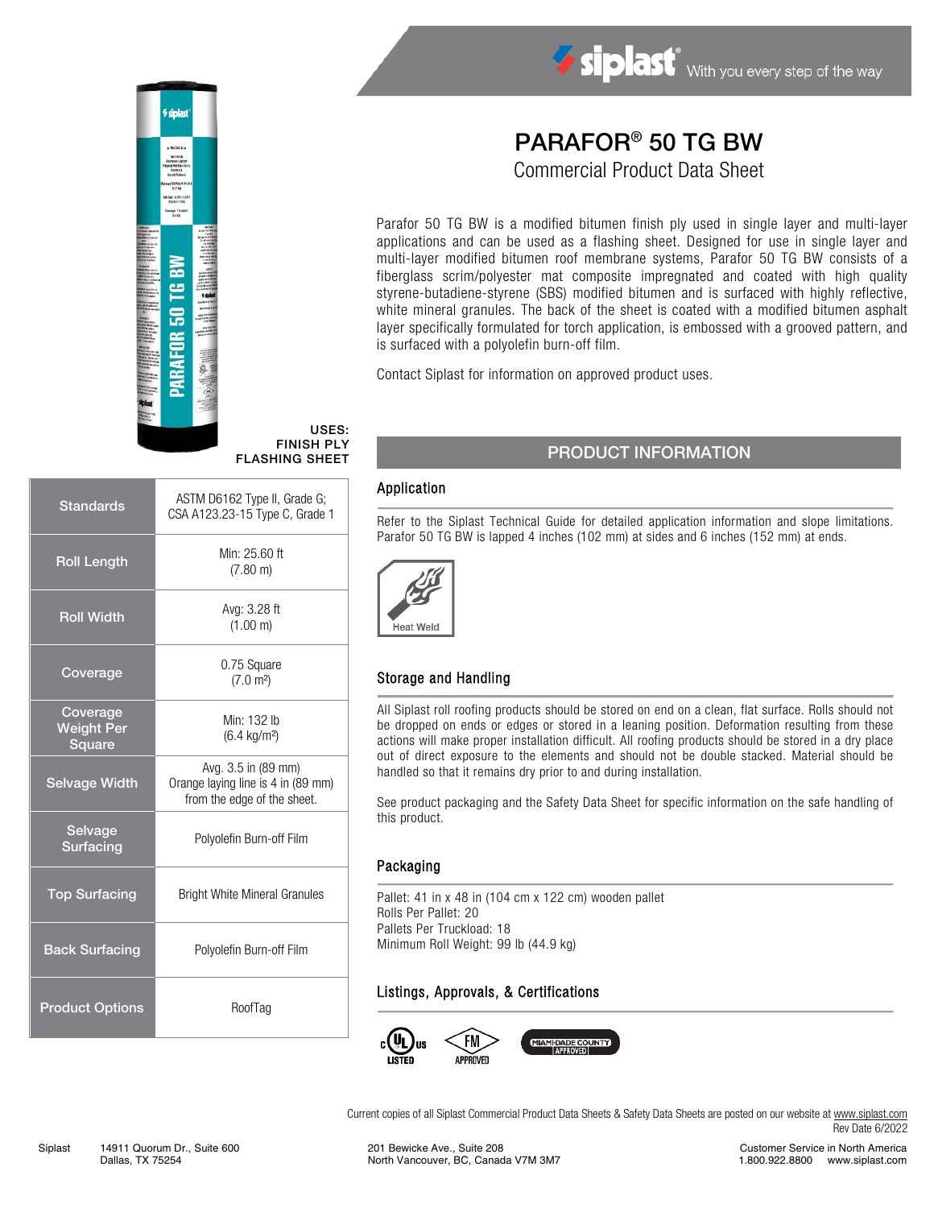# PARAFOR® 50 TG BW

Commercial Product Data Sheet

Parafor 50 TG BW is a modified bitumen finish ply used in single layer and multi-layer applications and can be used as a flashing sheet. Designed for use in single layer and multi-layer modified bitumen roof membrane systems, Parafor 50 TG BW consists of a fiberglass scrim/polyester mat composite impregnated and coated with high quality styrene-butadiene-styrene (SBS) modified bitumen and is surfaced with highly reflective, white mineral granules. The back of the sheet is coated with a modified bitumen asphalt layer specifically formulated for torch application, is embossed with a grooved pattern, and is surfaced with a polyolefin burn-off film.

Contact Siplast for information on approved product uses.

**USES:**
**FINISH PLY**
**FLASHING SHEET**

| | |
|---|---|
| Standards | ASTM D6162 Type II, Grade G; CSA A123.23-15 Type C, Grade 1 |
| Roll Length | Min: 25.60 ft (7.80 m) |
| Roll Width | Avg: 3.28 ft (1.00 m) |
| Coverage | 0.75 Square (7.0 m²) |
| Coverage Weight Per Square | Min: 132 lb (6.4 kg/m²) |
| Selvage Width | Avg. 3.5 in (89 mm) Orange laying line is 4 in (89 mm) from the edge of the sheet. |
| Selvage Surfacing | Polyolefin Burn-off Film |
| Top Surfacing | Bright White Mineral Granules |
| Back Surfacing | Polyolefin Burn-off Film |
| Product Options | RoofTag |

## PRODUCT INFORMATION

### Application

Refer to the Siplast Technical Guide for detailed application information and slope limitations. Parafor 50 TG BW is lapped 4 inches (102 mm) at sides and 6 inches (152 mm) at ends.

Heat Weld

### Storage and Handling

All Siplast roll roofing products should be stored on end on a clean, flat surface. Rolls should not be dropped on ends or edges or stored in a leaning position. Deformation resulting from these actions will make proper installation difficult. All roofing products should be stored in a dry place out of direct exposure to the elements and should not be double stacked. Material should be handled so that it remains dry prior to and during installation.

See product packaging and the Safety Data Sheet for specific information on the safe handling of this product.

### Packaging

Pallet: 41 in x 48 in (104 cm x 122 cm) wooden pallet
Rolls Per Pallet: 20
Pallets Per Truckload: 18
Minimum Roll Weight: 99 lb (44.9 kg)

### Listings, Approvals, & Certifications

UL LISTED · FM APPROVED · MIAMI-DADE COUNTY APPROVED

Current copies of all Siplast Commercial Product Data Sheets & Safety Data Sheets are posted on our website at www.siplast.com

Rev Date 6/2022

Siplast 14911 Quorum Dr., Suite 600 Dallas, TX 75254 | 201 Bewicke Ave., Suite 208 North Vancouver, BC, Canada V7M 3M7 | Customer Service in North America 1.800.922.8800 www.siplast.com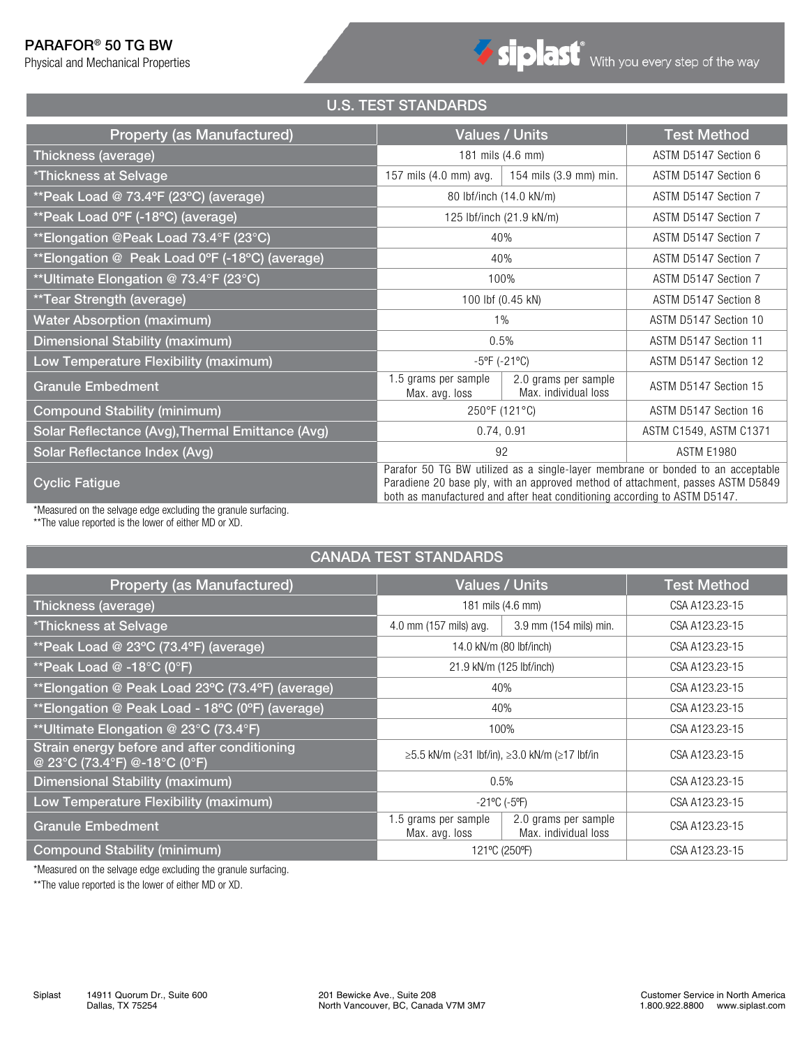# PARAFOR® 50 TG BW

Physical and Mechanical Properties

## U.S. TEST STANDARDS

| Property (as Manufactured) | Values / Units | | Test Method |
|---|---|---|---|
| Thickness (average) | 181 mils (4.6 mm) | | ASTM D5147 Section 6 |
| *Thickness at Selvage | 157 mils (4.0 mm) avg. | 154 mils (3.9 mm) min. | ASTM D5147 Section 6 |
| **Peak Load @ 73.4°F (23°C) (average) | 80 lbf/inch (14.0 kN/m) | | ASTM D5147 Section 7 |
| **Peak Load 0ºF (-18ºC) (average) | 125 lbf/inch (21.9 kN/m) | | ASTM D5147 Section 7 |
| **Elongation @Peak Load 73.4°F (23°C) | 40% | | ASTM D5147 Section 7 |
| **Elongation @ Peak Load 0ºF (-18ºC) (average) | 40% | | ASTM D5147 Section 7 |
| **Ultimate Elongation @ 73.4°F (23°C) | 100% | | ASTM D5147 Section 7 |
| **Tear Strength (average) | 100 lbf (0.45 kN) | | ASTM D5147 Section 8 |
| Water Absorption (maximum) | 1% | | ASTM D5147 Section 10 |
| Dimensional Stability (maximum) | 0.5% | | ASTM D5147 Section 11 |
| Low Temperature Flexibility (maximum) | -5ºF (-21ºC) | | ASTM D5147 Section 12 |
| Granule Embedment | 1.5 grams per sample Max. avg. loss | 2.0 grams per sample Max. individual loss | ASTM D5147 Section 15 |
| Compound Stability (minimum) | 250°F (121°C) | | ASTM D5147 Section 16 |
| Solar Reflectance (Avg),Thermal Emittance (Avg) | 0.74, 0.91 | | ASTM C1549, ASTM C1371 |
| Solar Reflectance Index (Avg) | 92 | | ASTM E1980 |
| Cyclic Fatigue | Parafor 50 TG BW utilized as a single-layer membrane or bonded to an acceptable Paradiene 20 base ply, with an approved method of attachment, passes ASTM D5849 both as manufactured and after heat conditioning according to ASTM D5147. | | |

*Measured on the selvage edge excluding the granule surfacing.

**The value reported is the lower of either MD or XD.

## CANADA TEST STANDARDS

| Property (as Manufactured) | Values / Units | | Test Method |
|---|---|---|---|
| Thickness (average) | 181 mils (4.6 mm) | | CSA A123.23-15 |
| *Thickness at Selvage | 4.0 mm (157 mils) avg. | 3.9 mm (154 mils) min. | CSA A123.23-15 |
| **Peak Load @ 23ºC (73.4ºF) (average) | 14.0 kN/m (80 lbf/inch) | | CSA A123.23-15 |
| **Peak Load @ -18°C (0°F) | 21.9 kN/m (125 lbf/inch) | | CSA A123.23-15 |
| **Elongation @ Peak Load 23ºC (73.4ºF) (average) | 40% | | CSA A123.23-15 |
| **Elongation @ Peak Load - 18ºC (0ºF) (average) | 40% | | CSA A123.23-15 |
| **Ultimate Elongation @ 23°C (73.4°F) | 100% | | CSA A123.23-15 |
| Strain energy before and after conditioning @ 23°C (73.4°F) @-18°C (0°F) | ≥5.5 kN/m (≥31 lbf/in), ≥3.0 kN/m (≥17 lbf/in | | CSA A123.23-15 |
| Dimensional Stability (maximum) | 0.5% | | CSA A123.23-15 |
| Low Temperature Flexibility (maximum) | -21ºC (-5ºF) | | CSA A123.23-15 |
| Granule Embedment | 1.5 grams per sample Max. avg. loss | 2.0 grams per sample Max. individual loss | CSA A123.23-15 |
| Compound Stability (minimum) | 121ºC (250ºF) | | CSA A123.23-15 |

*Measured on the selvage edge excluding the granule surfacing.

**The value reported is the lower of either MD or XD.

Siplast 14911 Quorum Dr., Suite 600 Dallas, TX 75254

201 Bewicke Ave., Suite 208 North Vancouver, BC, Canada V7M 3M7

Customer Service in North America 1.800.922.8800 www.siplast.com